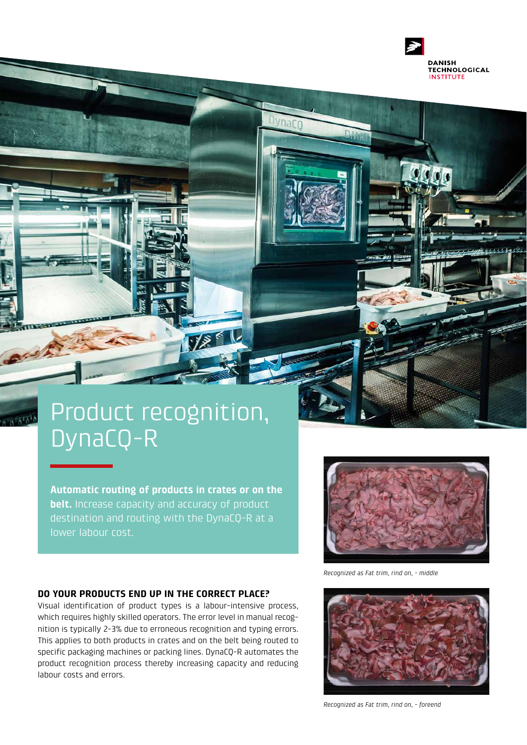# Product recognition, DynaCQ-R

**Automatic routing of products in crates or on the belt.** Increase capacity and accuracy of product destination and routing with the DynaCQ-R at a lower labour cost.

## DO YOUR PRODUCTS END UP IN THE CORRECT PLACE?

Visual identification of product types is a labour-intensive process, which requires highly skilled operators. The error level in manual recognition is typically 2-3% due to erroneous recognition and typing errors. This applies to both products in crates and on the belt being routed to specific packaging machines or packing lines. DynaCQ-R automates the product recognition process thereby increasing capacity and reducing labour costs and errors.

*Recognized as Fat trim, rind on, - middle*

*Recognized as Fat trim, rind on, - foreend*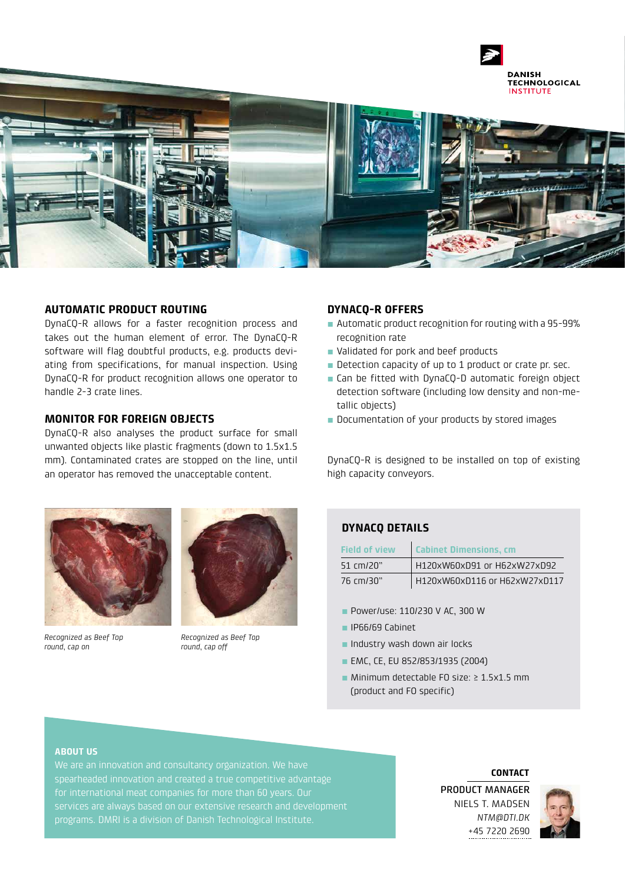DANISH TECHNOLOGICAL INSTITUTE

## AUTOMATIC PRODUCT ROUTING

DynaCQ-R allows for a faster recognition process and takes out the human element of error. The DynaCQ-R software will flag doubtful products, e.g. products deviating from specifications, for manual inspection. Using DynaCQ-R for product recognition allows one operator to handle 2-3 crate lines.

## MONITOR FOR FOREIGN OBJECTS

DynaCQ-R also analyses the product surface for small unwanted objects like plastic fragments (down to 1.5x1.5 mm). Contaminated crates are stopped on the line, until an operator has removed the unacceptable content.

## DYNACQ-R OFFERS

- Automatic product recognition for routing with a 95-99% recognition rate
- Validated for pork and beef products
- Detection capacity of up to 1 product or crate pr. sec.
- Can be fitted with DynaCQ-D automatic foreign object detection software (including low density and non-metallic objects)
- Documentation of your products by stored images

DynaCQ-R is designed to be installed on top of existing high capacity conveyors.

*Recognized as Beef Top round, cap on*

*Recognized as Beef Top round, cap off*

## DYNACQ DETAILS

| Field of view | Cabinet Dimensions, cm |
|---|---|
| 51 cm/20" | H120xW60xD91 or H62xW27xD92 |
| 76 cm/30" | H120xW60xD116 or H62xW27xD117 |

- Power/use: 110/230 V AC, 300 W
- IP66/69 Cabinet
- Industry wash down air locks
- EMC, CE, EU 852/853/1935 (2004)
- Minimum detectable FO size: ≥ 1.5x1.5 mm (product and FO specific)

### ABOUT US

We are an innovation and consultancy organization. We have spearheaded innovation and created a true competitive advantage for international meat companies for more than 60 years. Our services are always based on our extensive research and development programs. DMRI is a division of Danish Technological Institute.

### CONTACT

PRODUCT MANAGER
NIELS T. MADSEN
*NTM@DTI.DK*
+45 7220 2690